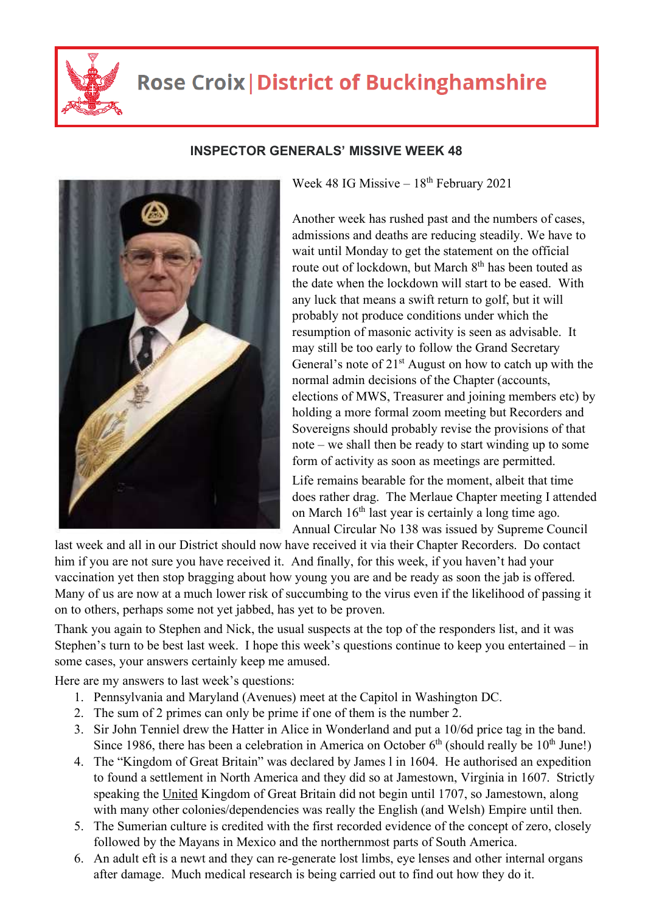# Rose Croix | District of Buckinghamshire

## INSPECTOR GENERALS' MISSIVE WEEK 48

Week 48 IG Missive – 18th February 2021

Another week has rushed past and the numbers of cases, admissions and deaths are reducing steadily. We have to wait until Monday to get the statement on the official route out of lockdown, but March 8th has been touted as the date when the lockdown will start to be eased. With any luck that means a swift return to golf, but it will probably not produce conditions under which the resumption of masonic activity is seen as advisable. It may still be too early to follow the Grand Secretary General's note of 21st August on how to catch up with the normal admin decisions of the Chapter (accounts, elections of MWS, Treasurer and joining members etc) by holding a more formal zoom meeting but Recorders and Sovereigns should probably revise the provisions of that note – we shall then be ready to start winding up to some form of activity as soon as meetings are permitted.

Life remains bearable for the moment, albeit that time does rather drag. The Merlaue Chapter meeting I attended on March 16th last year is certainly a long time ago. Annual Circular No 138 was issued by Supreme Council last week and all in our District should now have received it via their Chapter Recorders. Do contact him if you are not sure you have received it. And finally, for this week, if you haven't had your vaccination yet then stop bragging about how young you are and be ready as soon the jab is offered. Many of us are now at a much lower risk of succumbing to the virus even if the likelihood of passing it on to others, perhaps some not yet jabbed, has yet to be proven.

Thank you again to Stephen and Nick, the usual suspects at the top of the responders list, and it was Stephen's turn to be best last week. I hope this week's questions continue to keep you entertained – in some cases, your answers certainly keep me amused.

Here are my answers to last week's questions:

1. Pennsylvania and Maryland (Avenues) meet at the Capitol in Washington DC.
2. The sum of 2 primes can only be prime if one of them is the number 2.
3. Sir John Tenniel drew the Hatter in Alice in Wonderland and put a 10/6d price tag in the band. Since 1986, there has been a celebration in America on October 6th (should really be 10th June!)
4. The "Kingdom of Great Britain" was declared by James l in 1604. He authorised an expedition to found a settlement in North America and they did so at Jamestown, Virginia in 1607. Strictly speaking the United Kingdom of Great Britain did not begin until 1707, so Jamestown, along with many other colonies/dependencies was really the English (and Welsh) Empire until then.
5. The Sumerian culture is credited with the first recorded evidence of the concept of zero, closely followed by the Mayans in Mexico and the northernmost parts of South America.
6. An adult eft is a newt and they can re-generate lost limbs, eye lenses and other internal organs after damage. Much medical research is being carried out to find out how they do it.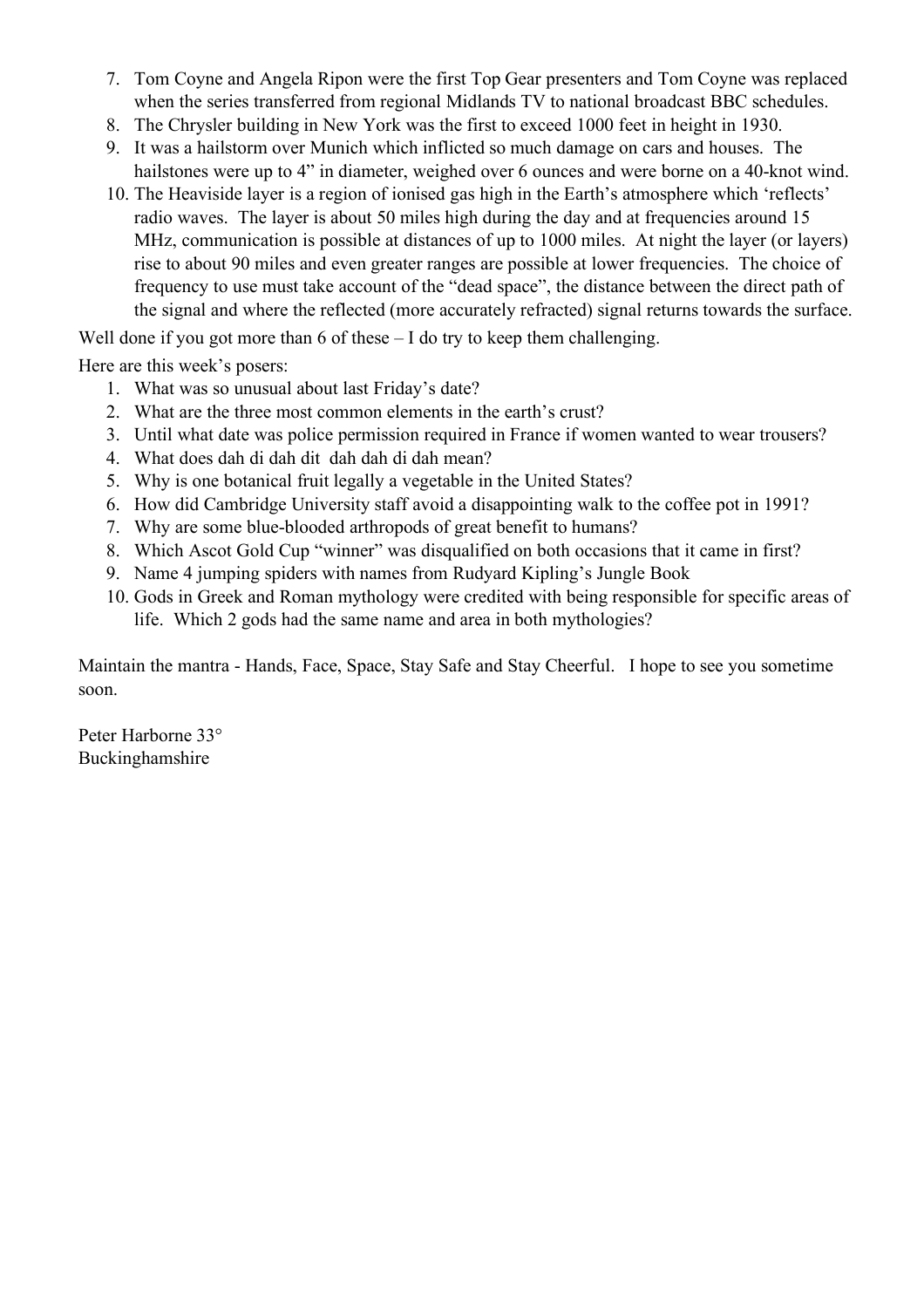7. Tom Coyne and Angela Ripon were the first Top Gear presenters and Tom Coyne was replaced when the series transferred from regional Midlands TV to national broadcast BBC schedules.
8. The Chrysler building in New York was the first to exceed 1000 feet in height in 1930.
9. It was a hailstorm over Munich which inflicted so much damage on cars and houses. The hailstones were up to 4" in diameter, weighed over 6 ounces and were borne on a 40-knot wind.
10. The Heaviside layer is a region of ionised gas high in the Earth's atmosphere which 'reflects' radio waves. The layer is about 50 miles high during the day and at frequencies around 15 MHz, communication is possible at distances of up to 1000 miles. At night the layer (or layers) rise to about 90 miles and even greater ranges are possible at lower frequencies. The choice of frequency to use must take account of the "dead space", the distance between the direct path of the signal and where the reflected (more accurately refracted) signal returns towards the surface.

Well done if you got more than 6 of these – I do try to keep them challenging.

Here are this week's posers:

1. What was so unusual about last Friday's date?
2. What are the three most common elements in the earth's crust?
3. Until what date was police permission required in France if women wanted to wear trousers?
4. What does dah di dah dit dah dah di dah mean?
5. Why is one botanical fruit legally a vegetable in the United States?
6. How did Cambridge University staff avoid a disappointing walk to the coffee pot in 1991?
7. Why are some blue-blooded arthropods of great benefit to humans?
8. Which Ascot Gold Cup "winner" was disqualified on both occasions that it came in first?
9. Name 4 jumping spiders with names from Rudyard Kipling's Jungle Book
10. Gods in Greek and Roman mythology were credited with being responsible for specific areas of life. Which 2 gods had the same name and area in both mythologies?

Maintain the mantra - Hands, Face, Space, Stay Safe and Stay Cheerful. I hope to see you sometime soon.

Peter Harborne 33°
Buckinghamshire